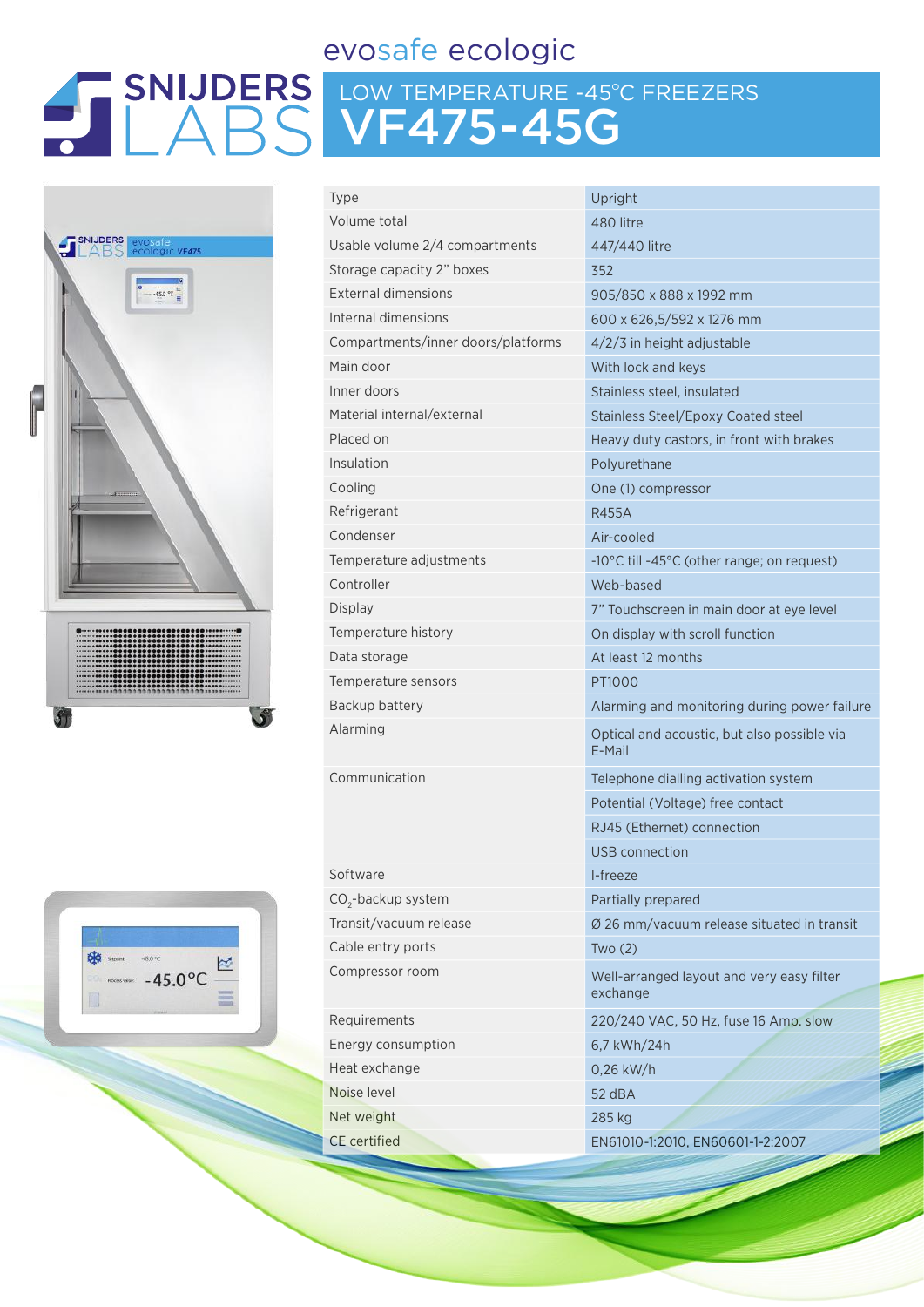# SNIJDERS LABS

## evosafe ecologic

## LOW TEMPERATURE -45°C FREEZERS

# VF475-45G

| | |
|---|---|
| Type | Upright |
| Volume total | 480 litre |
| Usable volume 2/4 compartments | 447/440 litre |
| Storage capacity 2" boxes | 352 |
| External dimensions | 905/850 x 888 x 1992 mm |
| Internal dimensions | 600 x 626,5/592 x 1276 mm |
| Compartments/inner doors/platforms | 4/2/3 in height adjustable |
| Main door | With lock and keys |
| Inner doors | Stainless steel, insulated |
| Material internal/external | Stainless Steel/Epoxy Coated steel |
| Placed on | Heavy duty castors, in front with brakes |
| Insulation | Polyurethane |
| Cooling | One (1) compressor |
| Refrigerant | R455A |
| Condenser | Air-cooled |
| Temperature adjustments | -10°C till -45°C (other range; on request) |
| Controller | Web-based |
| Display | 7" Touchscreen in main door at eye level |
| Temperature history | On display with scroll function |
| Data storage | At least 12 months |
| Temperature sensors | PT1000 |
| Backup battery | Alarming and monitoring during power failure |
| Alarming | Optical and acoustic, but also possible via E-Mail |
| Communication | Telephone dialling activation system |
| | Potential (Voltage) free contact |
| | RJ45 (Ethernet) connection |
| | USB connection |
| Software | I-freeze |
| $CO_2$-backup system | Partially prepared |
| Transit/vacuum release | Ø 26 mm/vacuum release situated in transit |
| Cable entry ports | Two (2) |
| Compressor room | Well-arranged layout and very easy filter exchange |
| Requirements | 220/240 VAC, 50 Hz, fuse 16 Amp. slow |
| Energy consumption | 6,7 kWh/24h |
| Heat exchange | 0,26 kW/h |
| Noise level | 52 dBA |
| Net weight | 285 kg |
| CE certified | EN61010-1:2010, EN60601-1-2:2007 |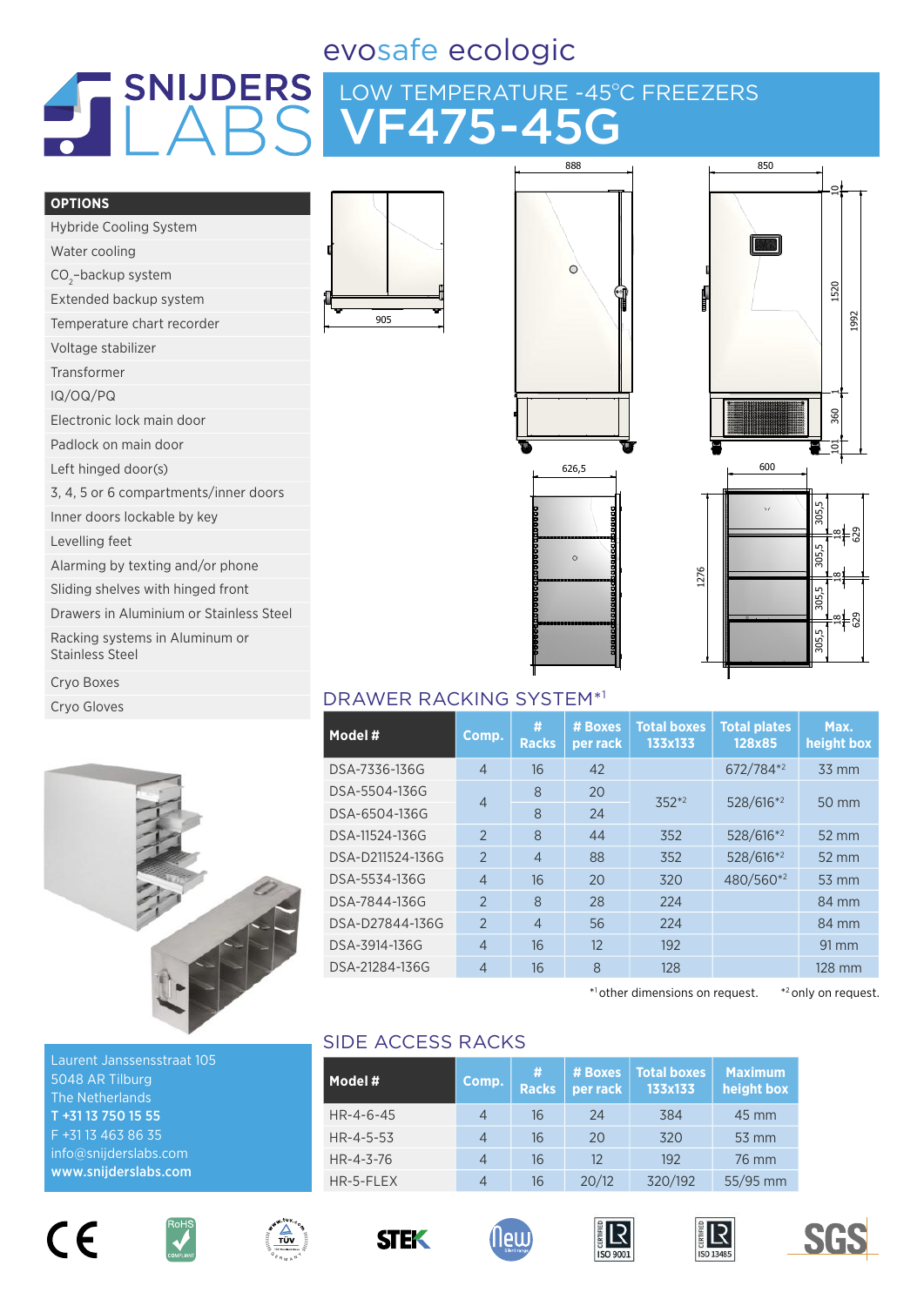evosafe ecologic

# LOW TEMPERATURE -45°C FREEZERS
# VF475-45G

888

850

905

10

1520

1992

360

101

626,5

600

1276

305,5

18

629

305,5

18

305,5

18

629

305,5

## OPTIONS

- Hybride Cooling System
- Water cooling
- $CO_2$-backup system
- Extended backup system
- Temperature chart recorder
- Voltage stabilizer
- Transformer
- IQ/OQ/PQ
- Electronic lock main door
- Padlock on main door
- Left hinged door(s)
- 3, 4, 5 or 6 compartments/inner doors
- Inner doors lockable by key
- Levelling feet
- Alarming by texting and/or phone
- Sliding shelves with hinged front
- Drawers in Aluminium or Stainless Steel
- Racking systems in Aluminum or Stainless Steel
- Cryo Boxes
- Cryo Gloves

## DRAWER RACKING SYSTEM*[1]

| Model # | Comp. | # Racks | # Boxes per rack | Total boxes 133x133 | Total plates 128x85 | Max. height box |
|---|---|---|---|---|---|---|
| DSA-7336-136G | 4 | 16 | 42 | | 672/784*[2] | 33 mm |
| DSA-5504-136G | 4 | 8 | 20 | 352*[2] | 528/616*[2] | 50 mm |
| DSA-6504-136G | | 8 | 24 | | | |
| DSA-11524-136G | 2 | 8 | 44 | 352 | 528/616*[2] | 52 mm |
| DSA-D211524-136G | 2 | 4 | 88 | 352 | 528/616*[2] | 52 mm |
| DSA-5534-136G | 4 | 16 | 20 | 320 | 480/560*[2] | 53 mm |
| DSA-7844-136G | 2 | 8 | 28 | 224 | | 84 mm |
| DSA-D27844-136G | 2 | 4 | 56 | 224 | | 84 mm |
| DSA-3914-136G | 4 | 16 | 12 | 192 | | 91 mm |
| DSA-21284-136G | 4 | 16 | 8 | 128 | | 128 mm |

*[1] other dimensions on request. *[2] only on request.

## SIDE ACCESS RACKS

| Model # | Comp. | # Racks | # Boxes per rack | Total boxes 133x133 | Maximum height box |
|---|---|---|---|---|---|
| HR-4-6-45 | 4 | 16 | 24 | 384 | 45 mm |
| HR-4-5-53 | 4 | 16 | 20 | 320 | 53 mm |
| HR-4-3-76 | 4 | 16 | 12 | 192 | 76 mm |
| HR-5-FLEX | 4 | 16 | 20/12 | 320/192 | 55/95 mm |

Laurent Janssensstraat 105
5048 AR Tilburg
The Netherlands
**T +31 13 750 15 55**
F +31 13 463 86 35
info@snijderslabs.com
**www.snijderslabs.com**